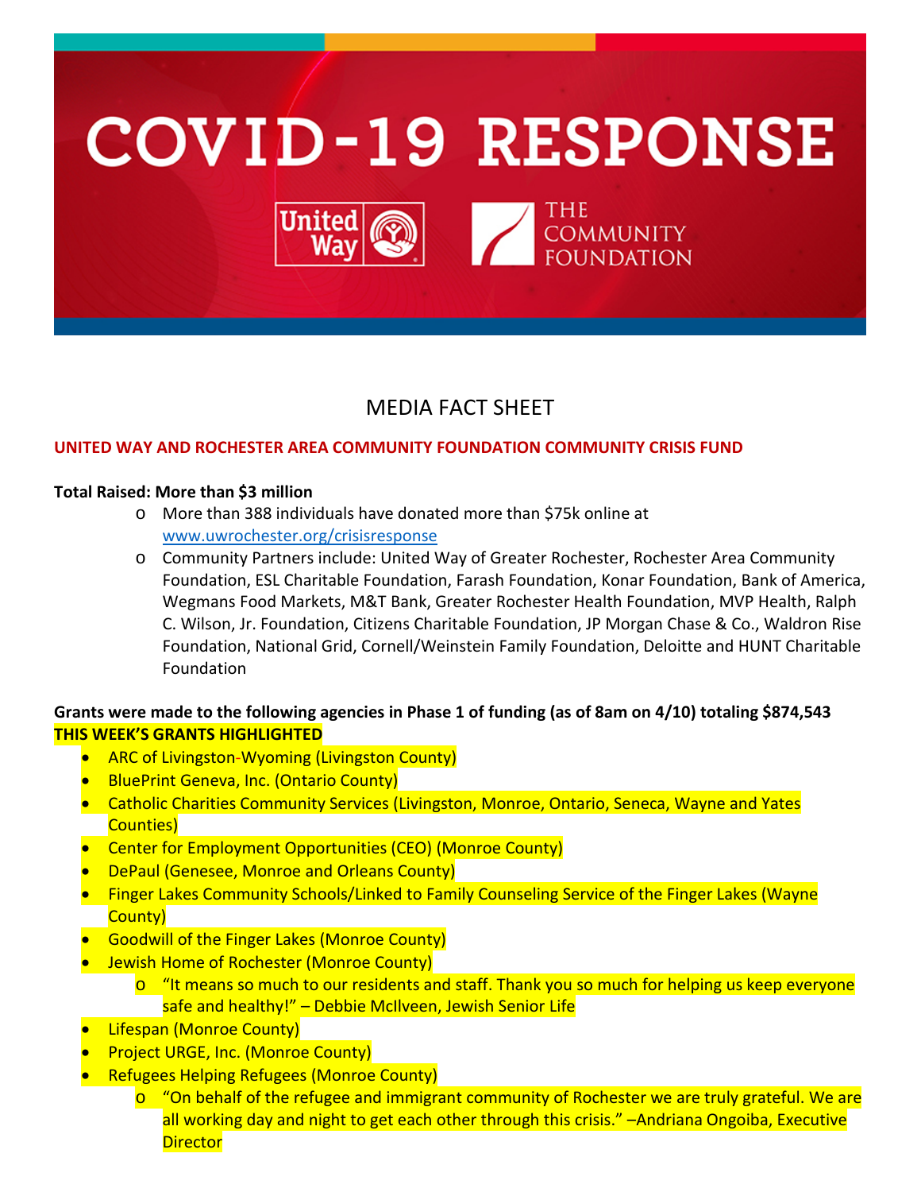# COVID-19 RESPONSE

United Way THE COMMUNITY FOUNDATION

## MEDIA FACT SHEET

**UNITED WAY AND ROCHESTER AREA COMMUNITY FOUNDATION COMMUNITY CRISIS FUND**

**Total Raised: More than $3 million**

- More than 388 individuals have donated more than $75k online at www.uwrochester.org/crisisresponse
- Community Partners include: United Way of Greater Rochester, Rochester Area Community Foundation, ESL Charitable Foundation, Farash Foundation, Konar Foundation, Bank of America, Wegmans Food Markets, M&T Bank, Greater Rochester Health Foundation, MVP Health, Ralph C. Wilson, Jr. Foundation, Citizens Charitable Foundation, JP Morgan Chase & Co., Waldron Rise Foundation, National Grid, Cornell/Weinstein Family Foundation, Deloitte and HUNT Charitable Foundation

**Grants were made to the following agencies in Phase 1 of funding (as of 8am on 4/10) totaling $874,543**
**THIS WEEK'S GRANTS HIGHLIGHTED**

- ARC of Livingston-Wyoming (Livingston County)
- BluePrint Geneva, Inc. (Ontario County)
- Catholic Charities Community Services (Livingston, Monroe, Ontario, Seneca, Wayne and Yates Counties)
- Center for Employment Opportunities (CEO) (Monroe County)
- DePaul (Genesee, Monroe and Orleans County)
- Finger Lakes Community Schools/Linked to Family Counseling Service of the Finger Lakes (Wayne County)
- Goodwill of the Finger Lakes (Monroe County)
- Jewish Home of Rochester (Monroe County)
  - "It means so much to our residents and staff. Thank you so much for helping us keep everyone safe and healthy!" – Debbie McIlveen, Jewish Senior Life
- Lifespan (Monroe County)
- Project URGE, Inc. (Monroe County)
- Refugees Helping Refugees (Monroe County)
  - "On behalf of the refugee and immigrant community of Rochester we are truly grateful. We are all working day and night to get each other through this crisis." –Andriana Ongoiba, Executive Director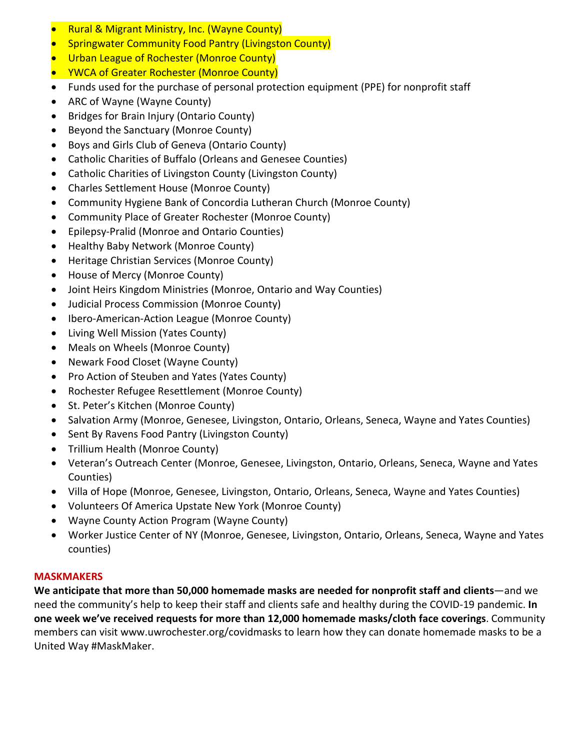- Rural & Migrant Ministry, Inc. (Wayne County)
- Springwater Community Food Pantry (Livingston County)
- Urban League of Rochester (Monroe County)
- YWCA of Greater Rochester (Monroe County)
- Funds used for the purchase of personal protection equipment (PPE) for nonprofit staff
- ARC of Wayne (Wayne County)
- Bridges for Brain Injury (Ontario County)
- Beyond the Sanctuary (Monroe County)
- Boys and Girls Club of Geneva (Ontario County)
- Catholic Charities of Buffalo (Orleans and Genesee Counties)
- Catholic Charities of Livingston County (Livingston County)
- Charles Settlement House (Monroe County)
- Community Hygiene Bank of Concordia Lutheran Church (Monroe County)
- Community Place of Greater Rochester (Monroe County)
- Epilepsy-Pralid (Monroe and Ontario Counties)
- Healthy Baby Network (Monroe County)
- Heritage Christian Services (Monroe County)
- House of Mercy (Monroe County)
- Joint Heirs Kingdom Ministries (Monroe, Ontario and Way Counties)
- Judicial Process Commission (Monroe County)
- Ibero-American-Action League (Monroe County)
- Living Well Mission (Yates County)
- Meals on Wheels (Monroe County)
- Newark Food Closet (Wayne County)
- Pro Action of Steuben and Yates (Yates County)
- Rochester Refugee Resettlement (Monroe County)
- St. Peter's Kitchen (Monroe County)
- Salvation Army (Monroe, Genesee, Livingston, Ontario, Orleans, Seneca, Wayne and Yates Counties)
- Sent By Ravens Food Pantry (Livingston County)
- Trillium Health (Monroe County)
- Veteran's Outreach Center (Monroe, Genesee, Livingston, Ontario, Orleans, Seneca, Wayne and Yates Counties)
- Villa of Hope (Monroe, Genesee, Livingston, Ontario, Orleans, Seneca, Wayne and Yates Counties)
- Volunteers Of America Upstate New York (Monroe County)
- Wayne County Action Program (Wayne County)
- Worker Justice Center of NY (Monroe, Genesee, Livingston, Ontario, Orleans, Seneca, Wayne and Yates counties)

## MASKMAKERS

**We anticipate that more than 50,000 homemade masks are needed for nonprofit staff and clients**—and we need the community's help to keep their staff and clients safe and healthy during the COVID-19 pandemic. **In one week we've received requests for more than 12,000 homemade masks/cloth face coverings**. Community members can visit www.uwrochester.org/covidmasks to learn how they can donate homemade masks to be a United Way #MaskMaker.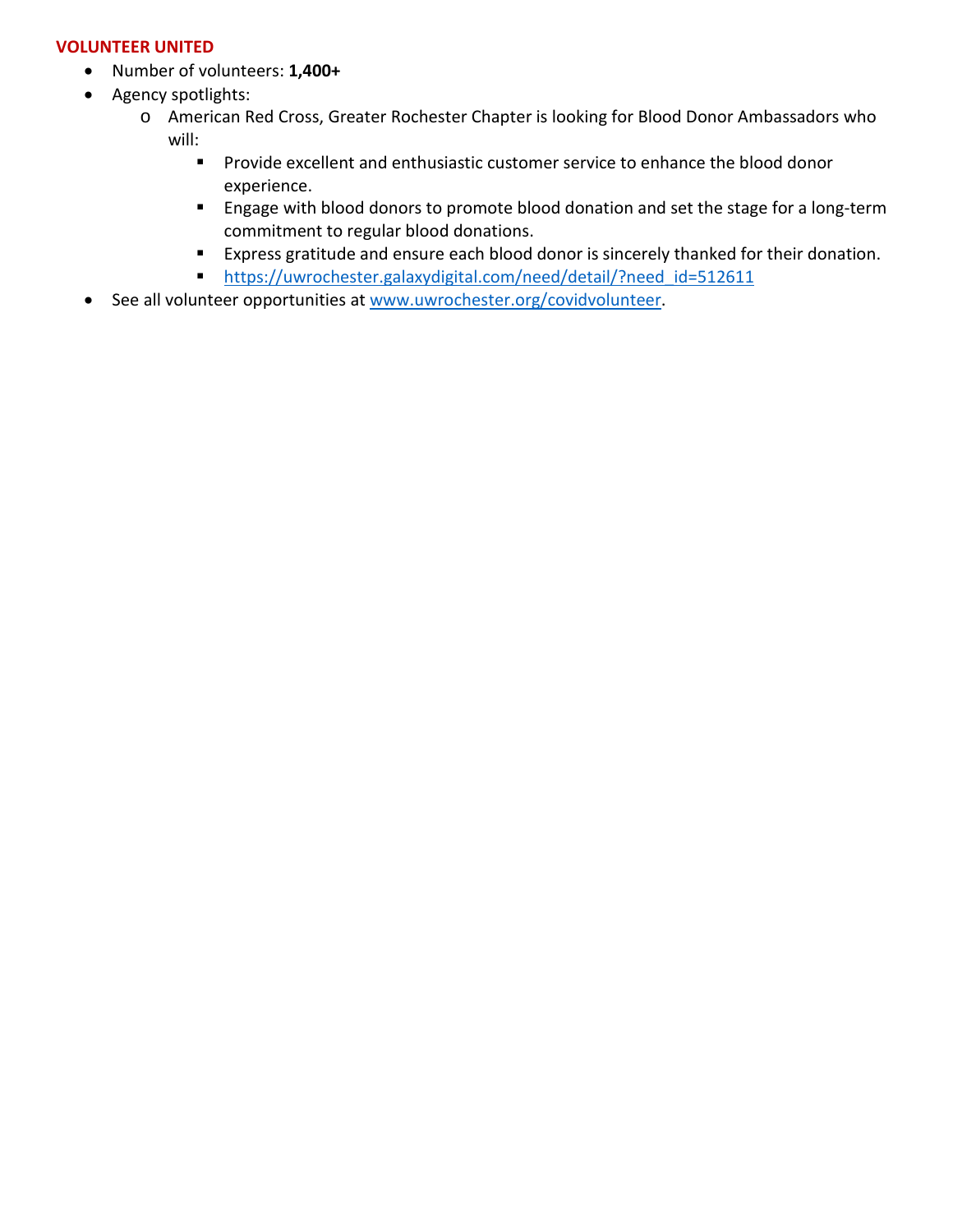**VOLUNTEER UNITED**

- Number of volunteers: **1,400+**
- Agency spotlights:
  - American Red Cross, Greater Rochester Chapter is looking for Blood Donor Ambassadors who will:
    - Provide excellent and enthusiastic customer service to enhance the blood donor experience.
    - Engage with blood donors to promote blood donation and set the stage for a long-term commitment to regular blood donations.
    - Express gratitude and ensure each blood donor is sincerely thanked for their donation.
    - https://uwrochester.galaxydigital.com/need/detail/?need_id=512611
- See all volunteer opportunities at www.uwrochester.org/covidvolunteer.